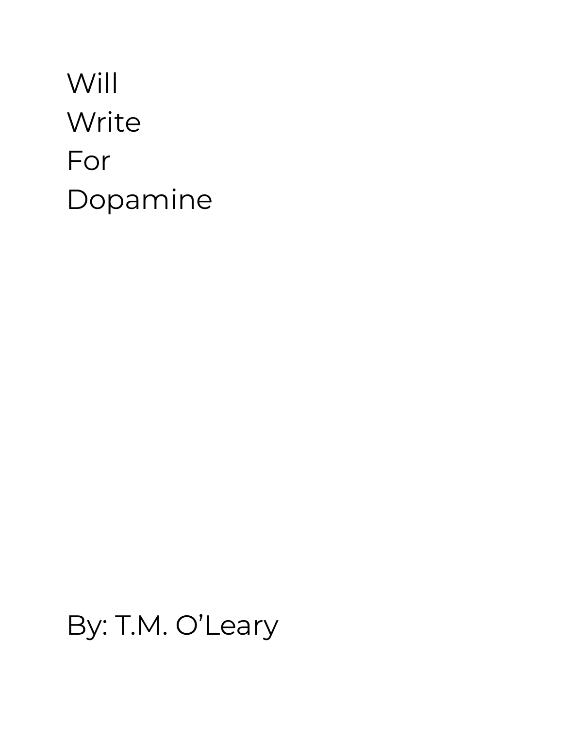# Will
# Write
# For
# Dopamine

By: T.M. O’Leary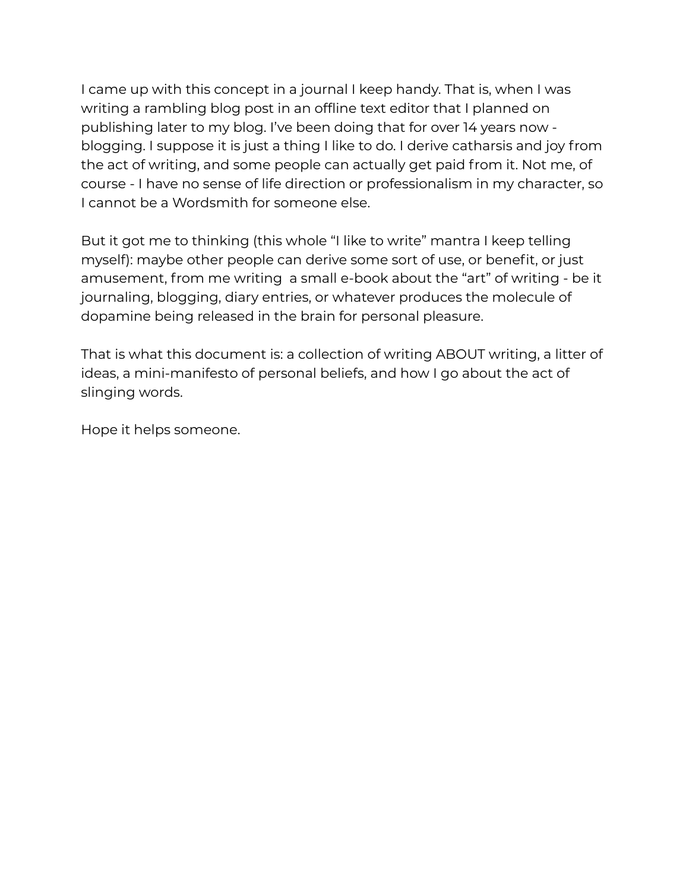I came up with this concept in a journal I keep handy. That is, when I was writing a rambling blog post in an offline text editor that I planned on publishing later to my blog. I've been doing that for over 14 years now - blogging. I suppose it is just a thing I like to do. I derive catharsis and joy from the act of writing, and some people can actually get paid from it. Not me, of course - I have no sense of life direction or professionalism in my character, so I cannot be a Wordsmith for someone else.

But it got me to thinking (this whole "I like to write" mantra I keep telling myself): maybe other people can derive some sort of use, or benefit, or just amusement, from me writing  a small e-book about the "art" of writing - be it journaling, blogging, diary entries, or whatever produces the molecule of dopamine being released in the brain for personal pleasure.

That is what this document is: a collection of writing ABOUT writing, a litter of ideas, a mini-manifesto of personal beliefs, and how I go about the act of slinging words.

Hope it helps someone.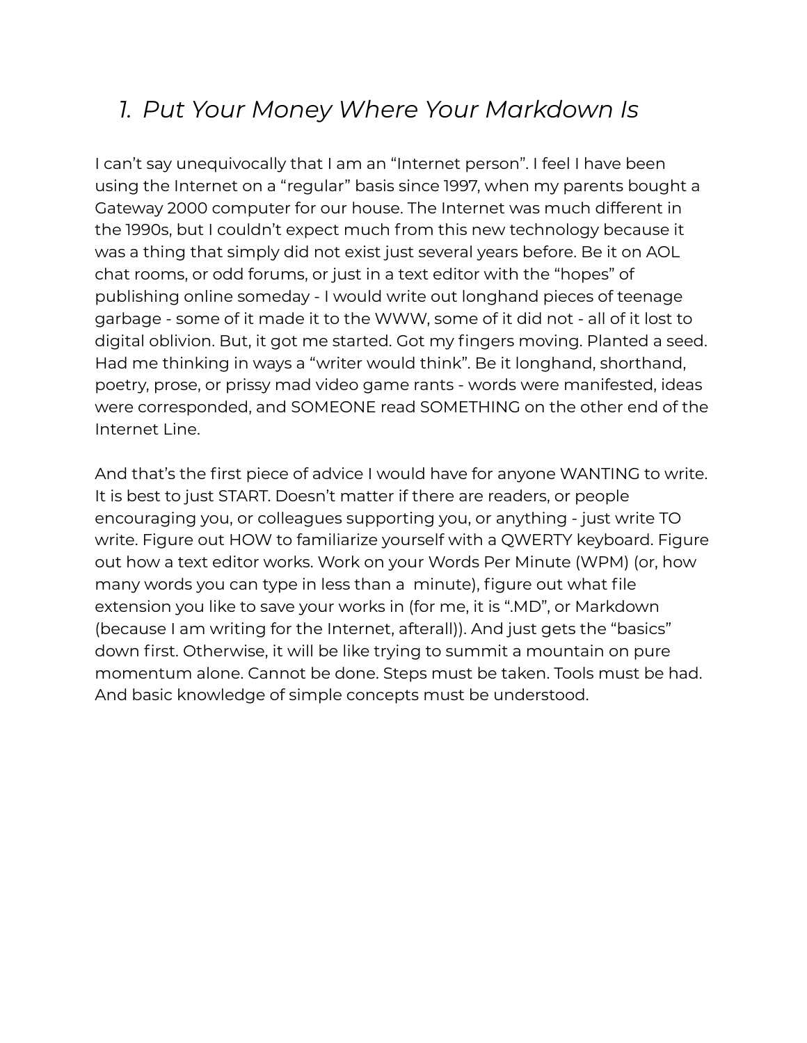## *1. Put Your Money Where Your Markdown Is*

I can't say unequivocally that I am an "Internet person". I feel I have been using the Internet on a "regular" basis since 1997, when my parents bought a Gateway 2000 computer for our house. The Internet was much different in the 1990s, but I couldn't expect much from this new technology because it was a thing that simply did not exist just several years before. Be it on AOL chat rooms, or odd forums, or just in a text editor with the "hopes" of publishing online someday - I would write out longhand pieces of teenage garbage - some of it made it to the WWW, some of it did not - all of it lost to digital oblivion. But, it got me started. Got my fingers moving. Planted a seed. Had me thinking in ways a "writer would think". Be it longhand, shorthand, poetry, prose, or prissy mad video game rants - words were manifested, ideas were corresponded, and SOMEONE read SOMETHING on the other end of the Internet Line.

And that's the first piece of advice I would have for anyone WANTING to write. It is best to just START. Doesn't matter if there are readers, or people encouraging you, or colleagues supporting you, or anything - just write TO write. Figure out HOW to familiarize yourself with a QWERTY keyboard. Figure out how a text editor works. Work on your Words Per Minute (WPM) (or, how many words you can type in less than a minute), figure out what file extension you like to save your works in (for me, it is ".MD", or Markdown (because I am writing for the Internet, afterall)). And just gets the "basics" down first. Otherwise, it will be like trying to summit a mountain on pure momentum alone. Cannot be done. Steps must be taken. Tools must be had. And basic knowledge of simple concepts must be understood.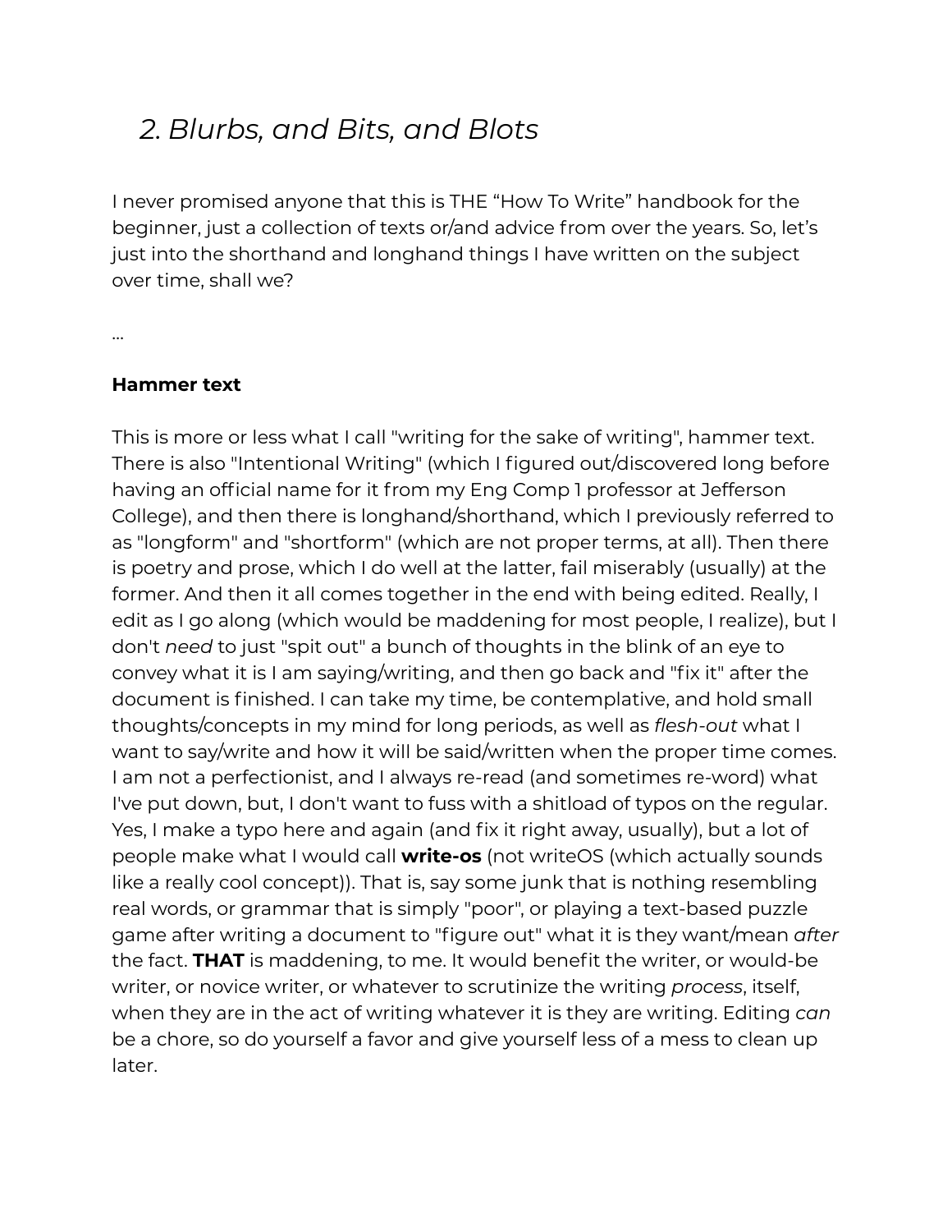## *2. Blurbs, and Bits, and Blots*

I never promised anyone that this is THE "How To Write" handbook for the beginner, just a collection of texts or/and advice from over the years. So, let's just into the shorthand and longhand things I have written on the subject over time, shall we?

...

**Hammer text**

This is more or less what I call "writing for the sake of writing", hammer text. There is also "Intentional Writing" (which I figured out/discovered long before having an official name for it from my Eng Comp 1 professor at Jefferson College), and then there is longhand/shorthand, which I previously referred to as "longform" and "shortform" (which are not proper terms, at all). Then there is poetry and prose, which I do well at the latter, fail miserably (usually) at the former. And then it all comes together in the end with being edited. Really, I edit as I go along (which would be maddening for most people, I realize), but I don't *need* to just "spit out" a bunch of thoughts in the blink of an eye to convey what it is I am saying/writing, and then go back and "fix it" after the document is finished. I can take my time, be contemplative, and hold small thoughts/concepts in my mind for long periods, as well as *flesh-out* what I want to say/write and how it will be said/written when the proper time comes. I am not a perfectionist, and I always re-read (and sometimes re-word) what I've put down, but, I don't want to fuss with a shitload of typos on the regular. Yes, I make a typo here and again (and fix it right away, usually), but a lot of people make what I would call **write-os** (not writeOS (which actually sounds like a really cool concept)). That is, say some junk that is nothing resembling real words, or grammar that is simply "poor", or playing a text-based puzzle game after writing a document to "figure out" what it is they want/mean *after* the fact. **THAT** is maddening, to me. It would benefit the writer, or would-be writer, or novice writer, or whatever to scrutinize the writing *process*, itself, when they are in the act of writing whatever it is they are writing. Editing *can* be a chore, so do yourself a favor and give yourself less of a mess to clean up later.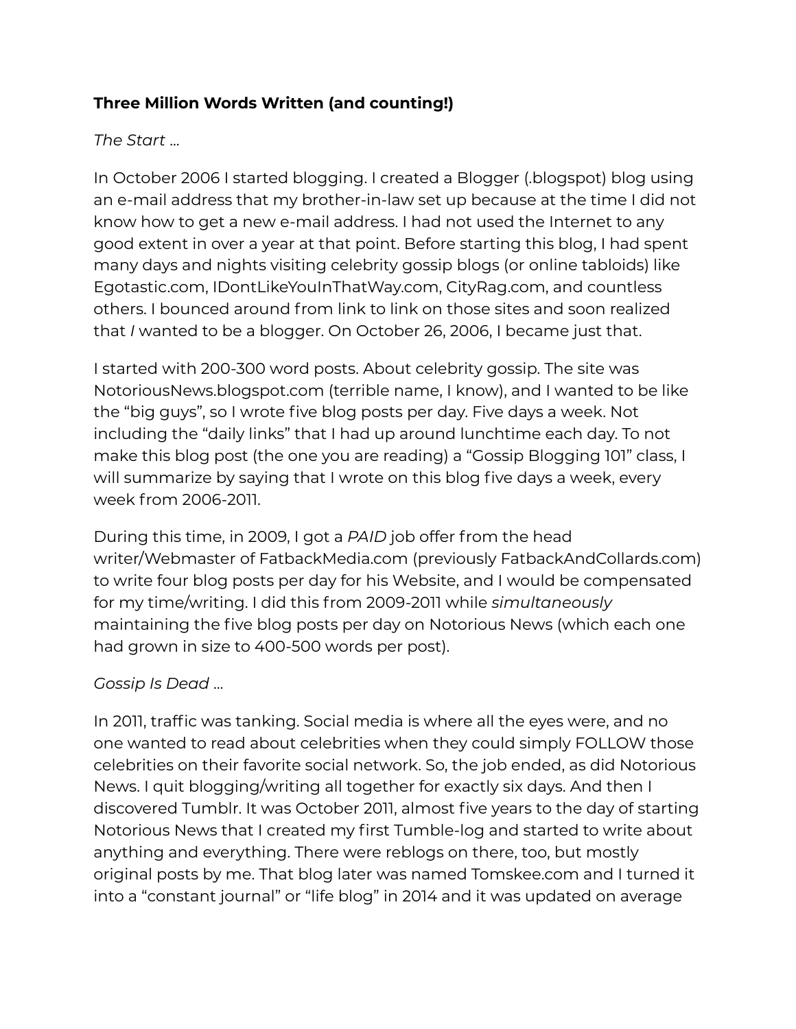**Three Million Words Written (and counting!)**

*The Start …*

In October 2006 I started blogging. I created a Blogger (.blogspot) blog using an e-mail address that my brother-in-law set up because at the time I did not know how to get a new e-mail address. I had not used the Internet to any good extent in over a year at that point. Before starting this blog, I had spent many days and nights visiting celebrity gossip blogs (or online tabloids) like Egotastic.com, IDontLikeYouInThatWay.com, CityRag.com, and countless others. I bounced around from link to link on those sites and soon realized that *I* wanted to be a blogger. On October 26, 2006, I became just that.

I started with 200-300 word posts. About celebrity gossip. The site was NotoriousNews.blogspot.com (terrible name, I know), and I wanted to be like the "big guys", so I wrote five blog posts per day. Five days a week. Not including the "daily links" that I had up around lunchtime each day. To not make this blog post (the one you are reading) a "Gossip Blogging 101" class, I will summarize by saying that I wrote on this blog five days a week, every week from 2006-2011.

During this time, in 2009, I got a *PAID* job offer from the head writer/Webmaster of FatbackMedia.com (previously FatbackAndCollards.com) to write four blog posts per day for his Website, and I would be compensated for my time/writing. I did this from 2009-2011 while *simultaneously* maintaining the five blog posts per day on Notorious News (which each one had grown in size to 400-500 words per post).

*Gossip Is Dead …*

In 2011, traffic was tanking. Social media is where all the eyes were, and no one wanted to read about celebrities when they could simply FOLLOW those celebrities on their favorite social network. So, the job ended, as did Notorious News. I quit blogging/writing all together for exactly six days. And then I discovered Tumblr. It was October 2011, almost five years to the day of starting Notorious News that I created my first Tumble-log and started to write about anything and everything. There were reblogs on there, too, but mostly original posts by me. That blog later was named Tomskee.com and I turned it into a "constant journal" or "life blog" in 2014 and it was updated on average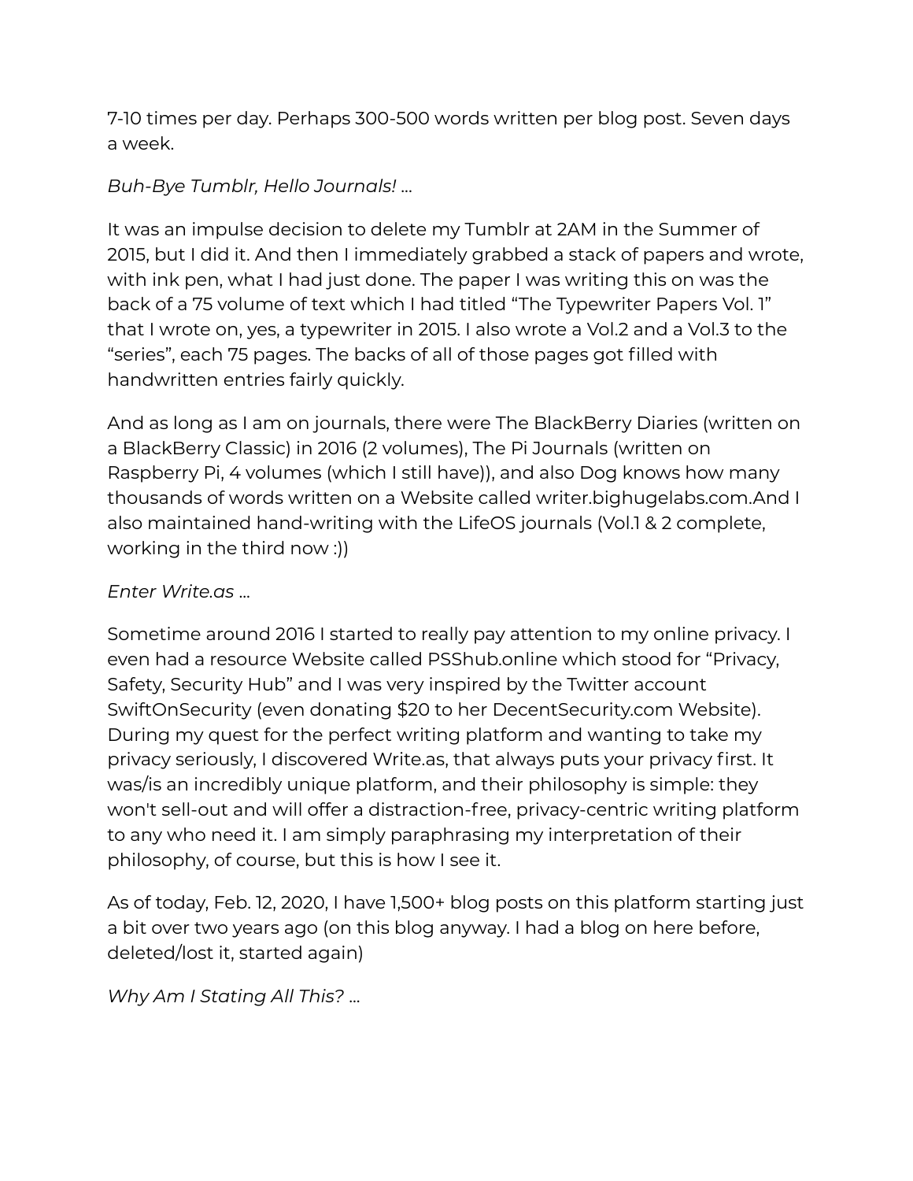7-10 times per day. Perhaps 300-500 words written per blog post. Seven days a week.

*Buh-Bye Tumblr, Hello Journals!* …

It was an impulse decision to delete my Tumblr at 2AM in the Summer of 2015, but I did it. And then I immediately grabbed a stack of papers and wrote, with ink pen, what I had just done. The paper I was writing this on was the back of a 75 volume of text which I had titled "The Typewriter Papers Vol. 1" that I wrote on, yes, a typewriter in 2015. I also wrote a Vol.2 and a Vol.3 to the "series", each 75 pages. The backs of all of those pages got filled with handwritten entries fairly quickly.

And as long as I am on journals, there were The BlackBerry Diaries (written on a BlackBerry Classic) in 2016 (2 volumes), The Pi Journals (written on Raspberry Pi, 4 volumes (which I still have)), and also Dog knows how many thousands of words written on a Website called writer.bighugelabs.com.And I also maintained hand-writing with the LifeOS journals (Vol.1 & 2 complete, working in the third now :))

*Enter Write.as* …

Sometime around 2016 I started to really pay attention to my online privacy. I even had a resource Website called PSShub.online which stood for "Privacy, Safety, Security Hub" and I was very inspired by the Twitter account SwiftOnSecurity (even donating $20 to her DecentSecurity.com Website). During my quest for the perfect writing platform and wanting to take my privacy seriously, I discovered Write.as, that always puts your privacy first. It was/is an incredibly unique platform, and their philosophy is simple: they won't sell-out and will offer a distraction-free, privacy-centric writing platform to any who need it. I am simply paraphrasing my interpretation of their philosophy, of course, but this is how I see it.

As of today, Feb. 12, 2020, I have 1,500+ blog posts on this platform starting just a bit over two years ago (on this blog anyway. I had a blog on here before, deleted/lost it, started again)

*Why Am I Stating All This?* …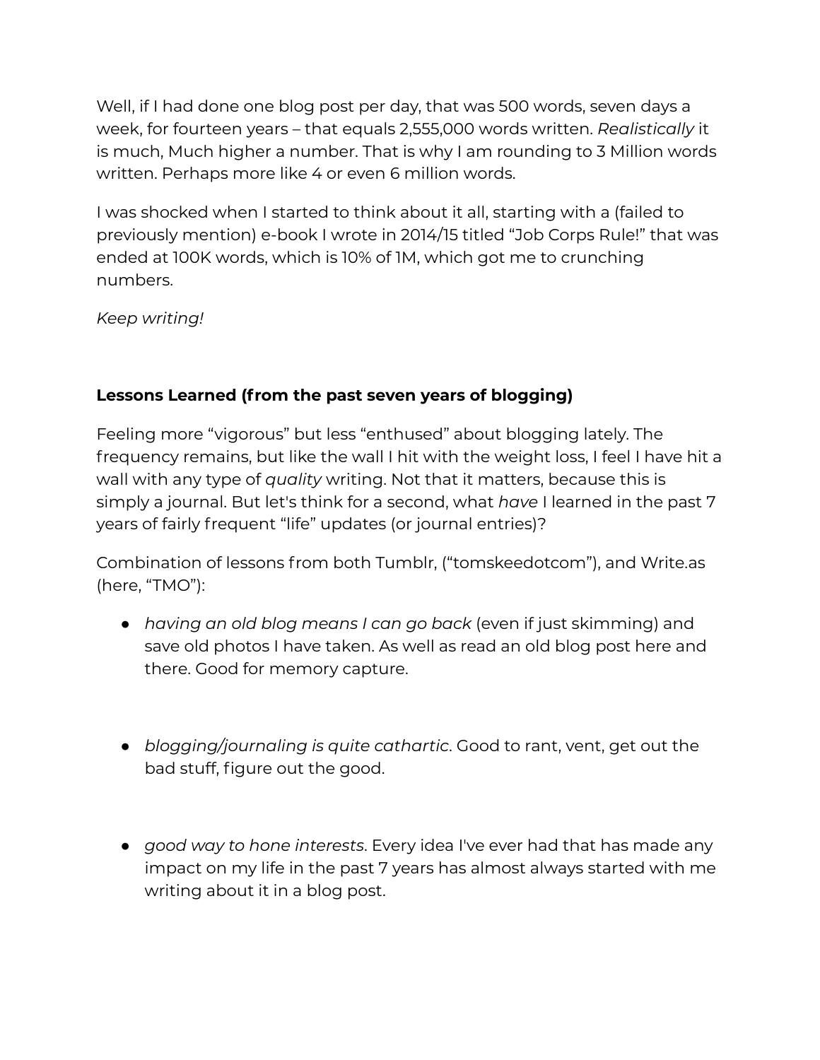Well, if I had done one blog post per day, that was 500 words, seven days a week, for fourteen years – that equals 2,555,000 words written. *Realistically* it is much, Much higher a number. That is why I am rounding to 3 Million words written. Perhaps more like 4 or even 6 million words.

I was shocked when I started to think about it all, starting with a (failed to previously mention) e-book I wrote in 2014/15 titled “Job Corps Rule!” that was ended at 100K words, which is 10% of 1M, which got me to crunching numbers.

*Keep writing!*

**Lessons Learned (from the past seven years of blogging)**

Feeling more “vigorous” but less “enthused” about blogging lately. The frequency remains, but like the wall I hit with the weight loss, I feel I have hit a wall with any type of *quality* writing. Not that it matters, because this is simply a journal. But let's think for a second, what *have* I learned in the past 7 years of fairly frequent “life” updates (or journal entries)?

Combination of lessons from both Tumblr, (“tomskeedotcom”), and Write.as (here, “TMO”):

- *having an old blog means I can go back* (even if just skimming) and save old photos I have taken. As well as read an old blog post here and there. Good for memory capture.

- *blogging/journaling is quite cathartic*. Good to rant, vent, get out the bad stuff, figure out the good.

- *good way to hone interests*. Every idea I've ever had that has made any impact on my life in the past 7 years has almost always started with me writing about it in a blog post.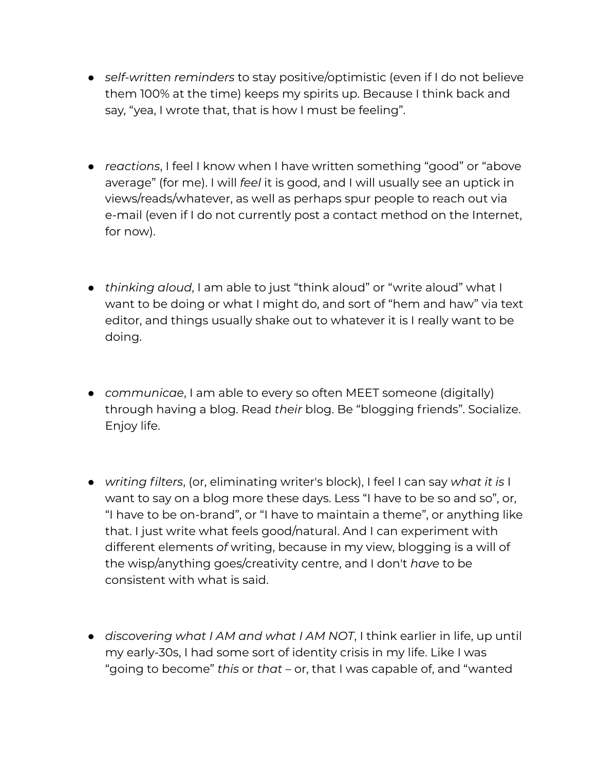- *self-written reminders* to stay positive/optimistic (even if I do not believe them 100% at the time) keeps my spirits up. Because I think back and say, "yea, I wrote that, that is how I must be feeling".

- *reactions*, I feel I know when I have written something "good" or "above average" (for me). I will *feel* it is good, and I will usually see an uptick in views/reads/whatever, as well as perhaps spur people to reach out via e-mail (even if I do not currently post a contact method on the Internet, for now).

- *thinking aloud*, I am able to just "think aloud" or "write aloud" what I want to be doing or what I might do, and sort of "hem and haw" via text editor, and things usually shake out to whatever it is I really want to be doing.

- *communicae*, I am able to every so often MEET someone (digitally) through having a blog. Read *their* blog. Be "blogging friends". Socialize. Enjoy life.

- *writing filters*, (or, eliminating writer's block), I feel I can say *what it is* I want to say on a blog more these days. Less "I have to be so and so", or, "I have to be on-brand", or "I have to maintain a theme", or anything like that. I just write what feels good/natural. And I can experiment with different elements *of* writing, because in my view, blogging is a will of the wisp/anything goes/creativity centre, and I don't *have* to be consistent with what is said.

- *discovering what I AM and what I AM NOT*, I think earlier in life, up until my early-30s, I had some sort of identity crisis in my life. Like I was "going to become" *this* or *that* – or, that I was capable of, and "wanted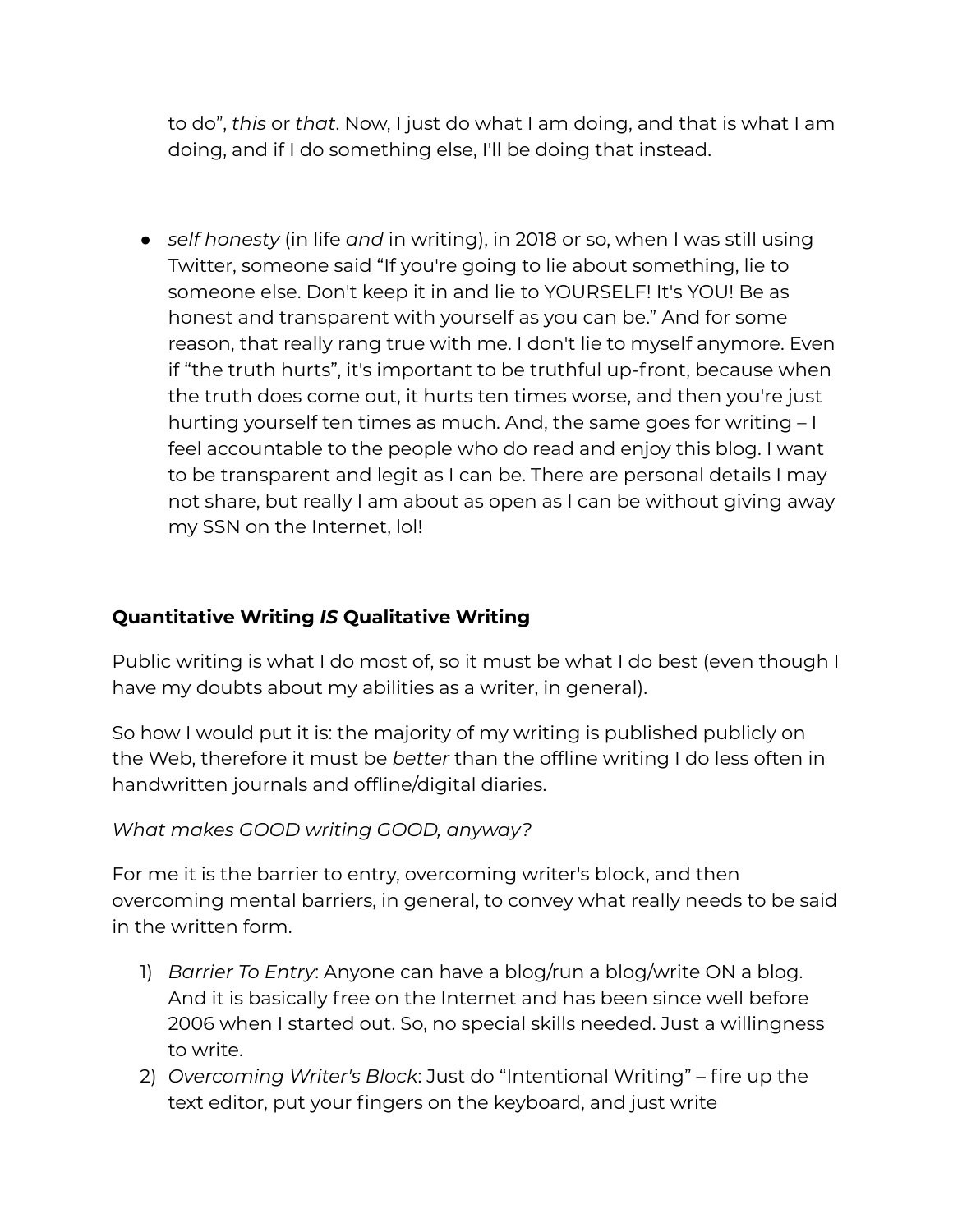to do", *this* or *that*. Now, I just do what I am doing, and that is what I am doing, and if I do something else, I'll be doing that instead.

- *self honesty* (in life *and* in writing), in 2018 or so, when I was still using Twitter, someone said "If you're going to lie about something, lie to someone else. Don't keep it in and lie to YOURSELF! It's YOU! Be as honest and transparent with yourself as you can be." And for some reason, that really rang true with me. I don't lie to myself anymore. Even if "the truth hurts", it's important to be truthful up-front, because when the truth does come out, it hurts ten times worse, and then you're just hurting yourself ten times as much. And, the same goes for writing – I feel accountable to the people who do read and enjoy this blog. I want to be transparent and legit as I can be. There are personal details I may not share, but really I am about as open as I can be without giving away my SSN on the Internet, lol!

**Quantitative Writing *IS* Qualitative Writing**

Public writing is what I do most of, so it must be what I do best (even though I have my doubts about my abilities as a writer, in general).

So how I would put it is: the majority of my writing is published publicly on the Web, therefore it must be *better* than the offline writing I do less often in handwritten journals and offline/digital diaries.

*What makes GOOD writing GOOD, anyway?*

For me it is the barrier to entry, overcoming writer's block, and then overcoming mental barriers, in general, to convey what really needs to be said in the written form.

1) *Barrier To Entry*: Anyone can have a blog/run a blog/write ON a blog. And it is basically free on the Internet and has been since well before 2006 when I started out. So, no special skills needed. Just a willingness to write.
2) *Overcoming Writer's Block*: Just do "Intentional Writing" – fire up the text editor, put your fingers on the keyboard, and just write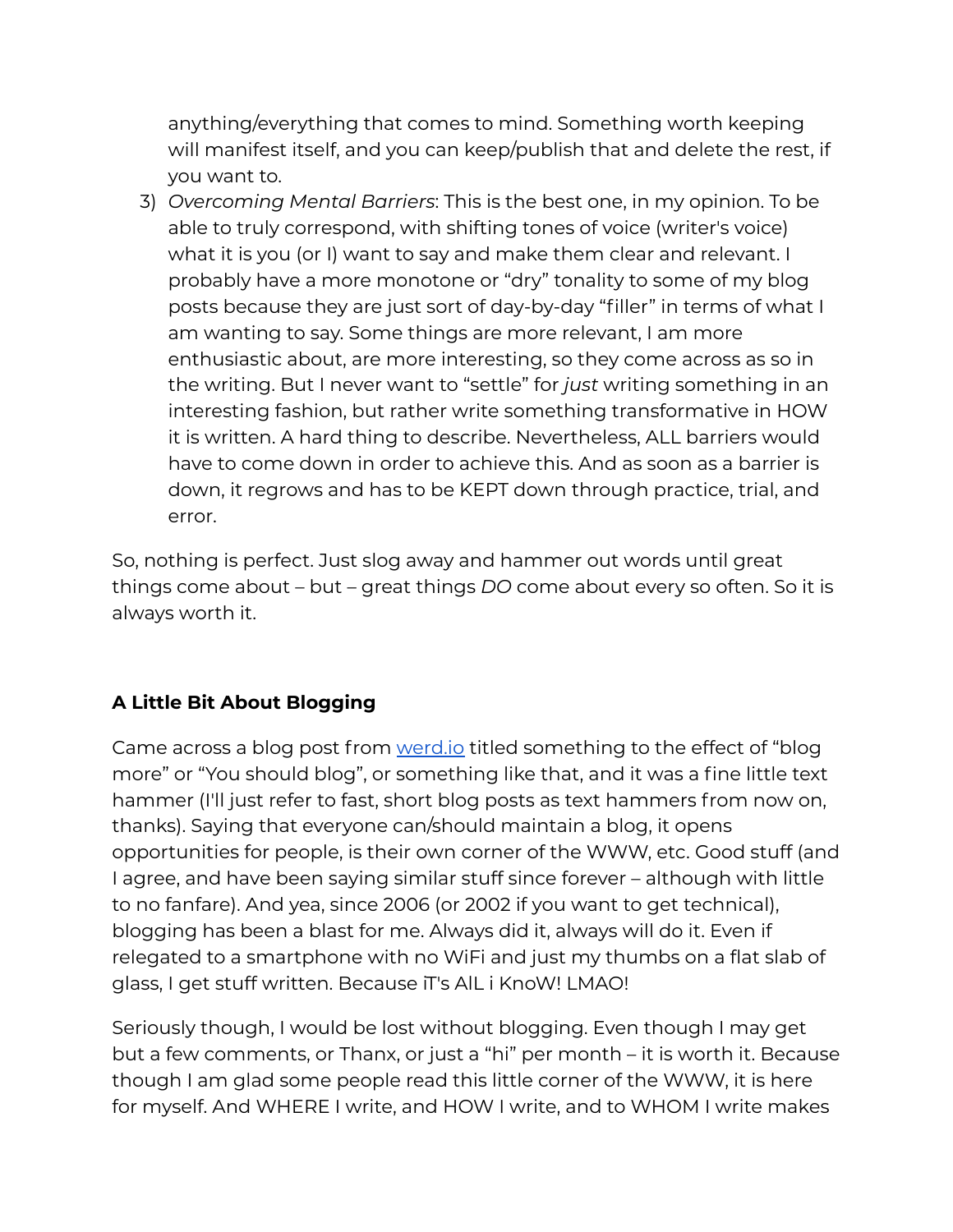anything/everything that comes to mind. Something worth keeping will manifest itself, and you can keep/publish that and delete the rest, if you want to.

3) *Overcoming Mental Barriers*: This is the best one, in my opinion. To be able to truly correspond, with shifting tones of voice (writer's voice) what it is you (or I) want to say and make them clear and relevant. I probably have a more monotone or "dry" tonality to some of my blog posts because they are just sort of day-by-day "filler" in terms of what I am wanting to say. Some things are more relevant, I am more enthusiastic about, are more interesting, so they come across as so in the writing. But I never want to "settle" for *just* writing something in an interesting fashion, but rather write something transformative in HOW it is written. A hard thing to describe. Nevertheless, ALL barriers would have to come down in order to achieve this. And as soon as a barrier is down, it regrows and has to be KEPT down through practice, trial, and error.

So, nothing is perfect. Just slog away and hammer out words until great things come about – but – great things *DO* come about every so often. So it is always worth it.

### A Little Bit About Blogging

Came across a blog post from [werd.io](werd.io) titled something to the effect of "blog more" or "You should blog", or something like that, and it was a fine little text hammer (I'll just refer to fast, short blog posts as text hammers from now on, thanks). Saying that everyone can/should maintain a blog, it opens opportunities for people, is their own corner of the WWW, etc. Good stuff (and I agree, and have been saying similar stuff since forever – although with little to no fanfare). And yea, since 2006 (or 2002 if you want to get technical), blogging has been a blast for me. Always did it, always will do it. Even if relegated to a smartphone with no WiFi and just my thumbs on a flat slab of glass, I get stuff written. Because iT's AlL i KnoW! LMAO!

Seriously though, I would be lost without blogging. Even though I may get but a few comments, or Thanx, or just a "hi" per month – it is worth it. Because though I am glad some people read this little corner of the WWW, it is here for myself. And WHERE I write, and HOW I write, and to WHOM I write makes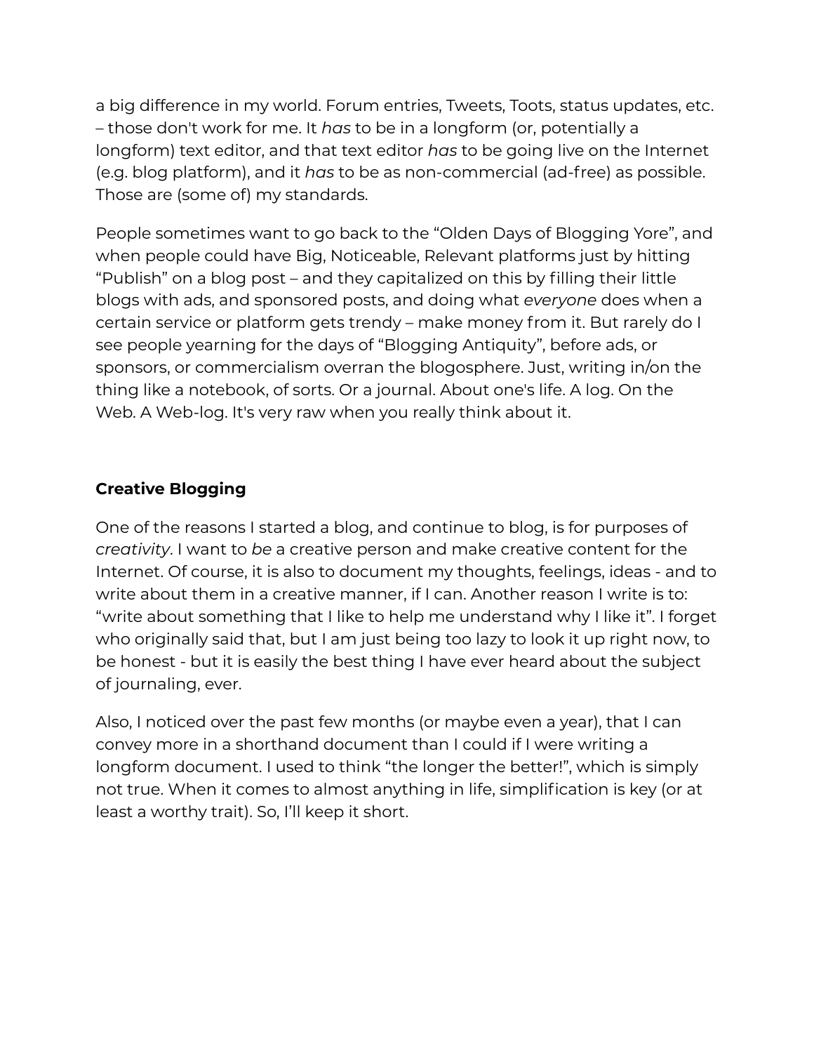a big difference in my world. Forum entries, Tweets, Toots, status updates, etc. – those don't work for me. It *has* to be in a longform (or, potentially a longform) text editor, and that text editor *has* to be going live on the Internet (e.g. blog platform), and it *has* to be as non-commercial (ad-free) as possible. Those are (some of) my standards.

People sometimes want to go back to the "Olden Days of Blogging Yore", and when people could have Big, Noticeable, Relevant platforms just by hitting "Publish" on a blog post – and they capitalized on this by filling their little blogs with ads, and sponsored posts, and doing what *everyone* does when a certain service or platform gets trendy – make money from it. But rarely do I see people yearning for the days of "Blogging Antiquity", before ads, or sponsors, or commercialism overran the blogosphere. Just, writing in/on the thing like a notebook, of sorts. Or a journal. About one's life. A log. On the Web. A Web-log. It's very raw when you really think about it.

**Creative Blogging**

One of the reasons I started a blog, and continue to blog, is for purposes of *creativity*. I want to *be* a creative person and make creative content for the Internet. Of course, it is also to document my thoughts, feelings, ideas - and to write about them in a creative manner, if I can. Another reason I write is to: "write about something that I like to help me understand why I like it". I forget who originally said that, but I am just being too lazy to look it up right now, to be honest - but it is easily the best thing I have ever heard about the subject of journaling, ever.

Also, I noticed over the past few months (or maybe even a year), that I can convey more in a shorthand document than I could if I were writing a longform document. I used to think "the longer the better!", which is simply not true. When it comes to almost anything in life, simplification is key (or at least a worthy trait). So, I'll keep it short.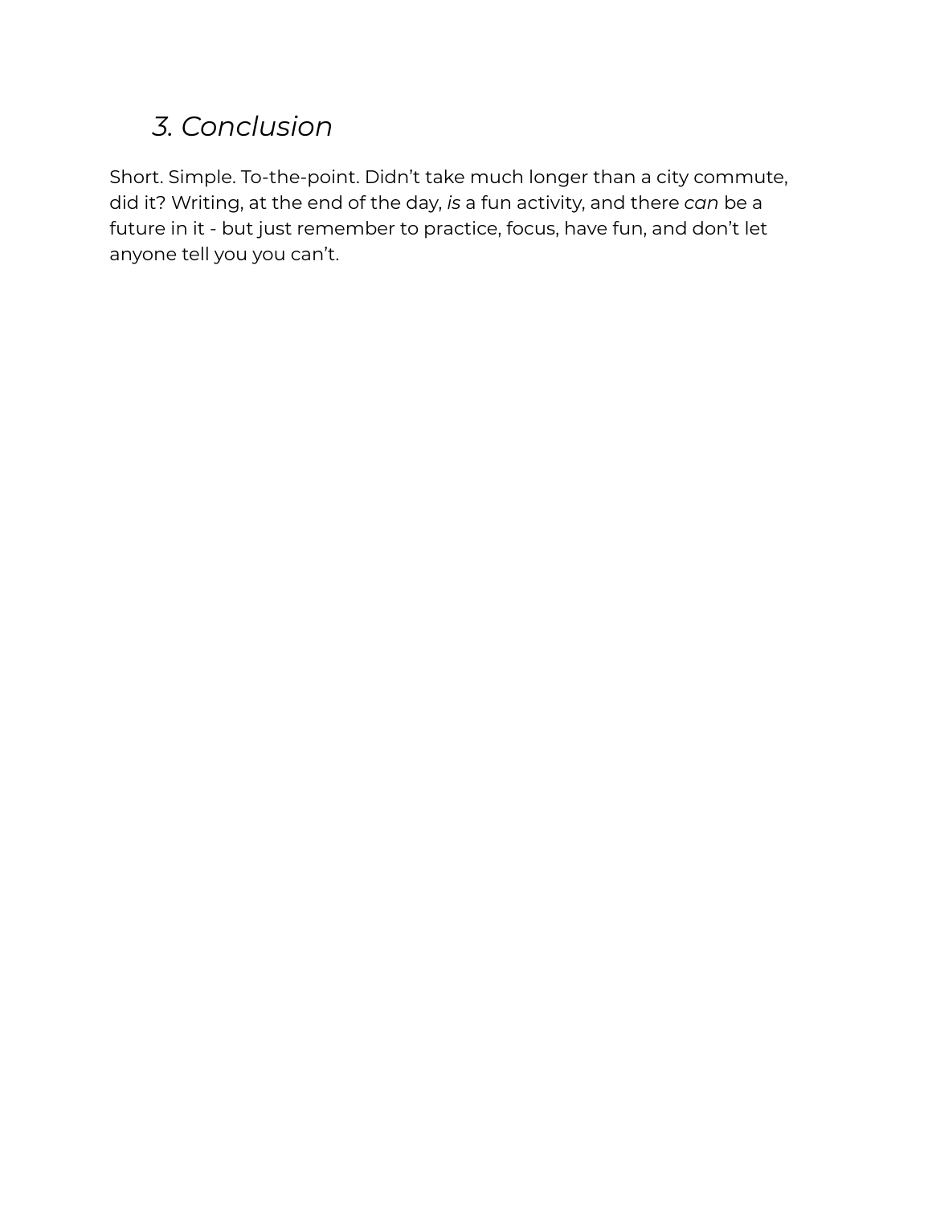## *3. Conclusion*

Short. Simple. To-the-point. Didn't take much longer than a city commute, did it? Writing, at the end of the day, *is* a fun activity, and there *can* be a future in it - but just remember to practice, focus, have fun, and don't let anyone tell you you can't.